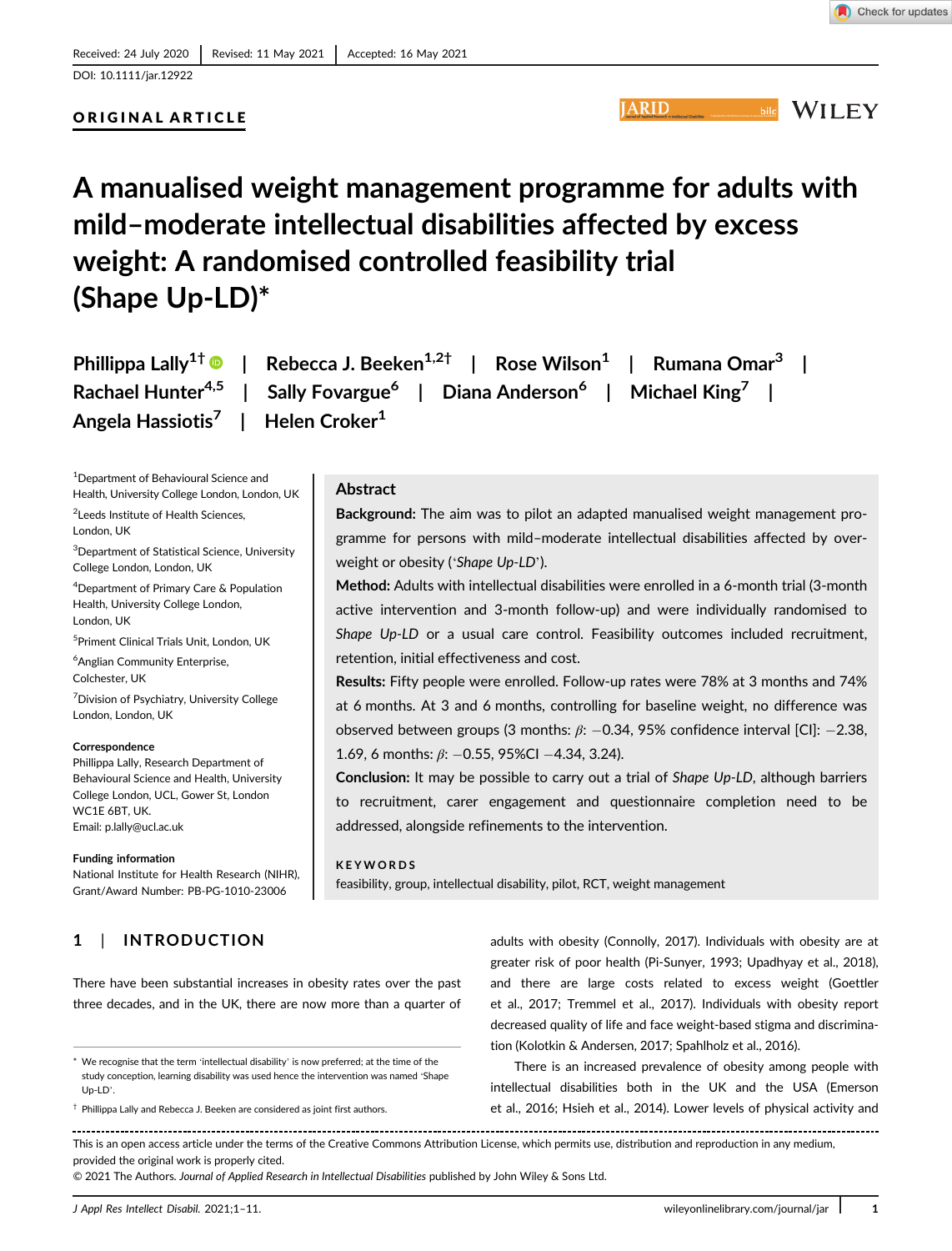Received: 24 July 2020 | Revised: 11 May 2021 | Accepted: 16 May 2021

DOI: 10.1111/jar.12922

ORIGINAL ARTICLE

# A manualised weight management programme for adults with mild–moderate intellectual disabilities affected by excess weight: A randomised controlled feasibility trial (Shape Up-LD)*

Phillippa Lally[1†] | Rebecca J. Beeken[1,2†] | Rose Wilson[1] | Rumana Omar[3] | Rachael Hunter[4,5] | Sally Fovargue[6] | Diana Anderson[6] | Michael King[7] | Angela Hassiotis[7] | Helen Croker[1]

[1]Department of Behavioural Science and Health, University College London, London, UK

[2]Leeds Institute of Health Sciences, London, UK

[3]Department of Statistical Science, University College London, London, UK

[4]Department of Primary Care & Population Health, University College London, London, UK

[5]Priment Clinical Trials Unit, London, UK

[6]Anglian Community Enterprise, Colchester, UK

[7]Division of Psychiatry, University College London, London, UK

**Correspondence**
Phillippa Lally, Research Department of Behavioural Science and Health, University College London, UCL, Gower St, London WC1E 6BT, UK.
Email: p.lally@ucl.ac.uk

**Funding information**
National Institute for Health Research (NIHR), Grant/Award Number: PB-PG-1010-23006

## Abstract

**Background:** The aim was to pilot an adapted manualised weight management programme for persons with mild–moderate intellectual disabilities affected by overweight or obesity ('*Shape Up-LD*').

**Method:** Adults with intellectual disabilities were enrolled in a 6-month trial (3-month active intervention and 3-month follow-up) and were individually randomised to *Shape Up-LD* or a usual care control. Feasibility outcomes included recruitment, retention, initial effectiveness and cost.

**Results:** Fifty people were enrolled. Follow-up rates were 78% at 3 months and 74% at 6 months. At 3 and 6 months, controlling for baseline weight, no difference was observed between groups (3 months: $\beta$: −0.34, 95% confidence interval [CI]: −2.38, 1.69, 6 months: $\beta$: −0.55, 95%CI −4.34, 3.24).

**Conclusion:** It may be possible to carry out a trial of *Shape Up-LD*, although barriers to recruitment, carer engagement and questionnaire completion need to be addressed, alongside refinements to the intervention.

**KEYWORDS**

feasibility, group, intellectual disability, pilot, RCT, weight management

## 1 | INTRODUCTION

There have been substantial increases in obesity rates over the past three decades, and in the UK, there are now more than a quarter of adults with obesity (Connolly, 2017). Individuals with obesity are at greater risk of poor health (Pi-Sunyer, 1993; Upadhyay et al., 2018), and there are large costs related to excess weight (Goettler et al., 2017; Tremmel et al., 2017). Individuals with obesity report decreased quality of life and face weight-based stigma and discrimination (Kolotkin & Andersen, 2017; Spahlholz et al., 2016).

There is an increased prevalence of obesity among people with intellectual disabilities both in the UK and the USA (Emerson et al., 2016; Hsieh et al., 2014). Lower levels of physical activity and

\* We recognise that the term 'intellectual disability' is now preferred; at the time of the study conception, learning disability was used hence the intervention was named 'Shape Up-LD'.

† Phillippa Lally and Rebecca J. Beeken are considered as joint first authors.

This is an open access article under the terms of the Creative Commons Attribution License, which permits use, distribution and reproduction in any medium, provided the original work is properly cited.
© 2021 The Authors. *Journal of Applied Research in Intellectual Disabilities* published by John Wiley & Sons Ltd.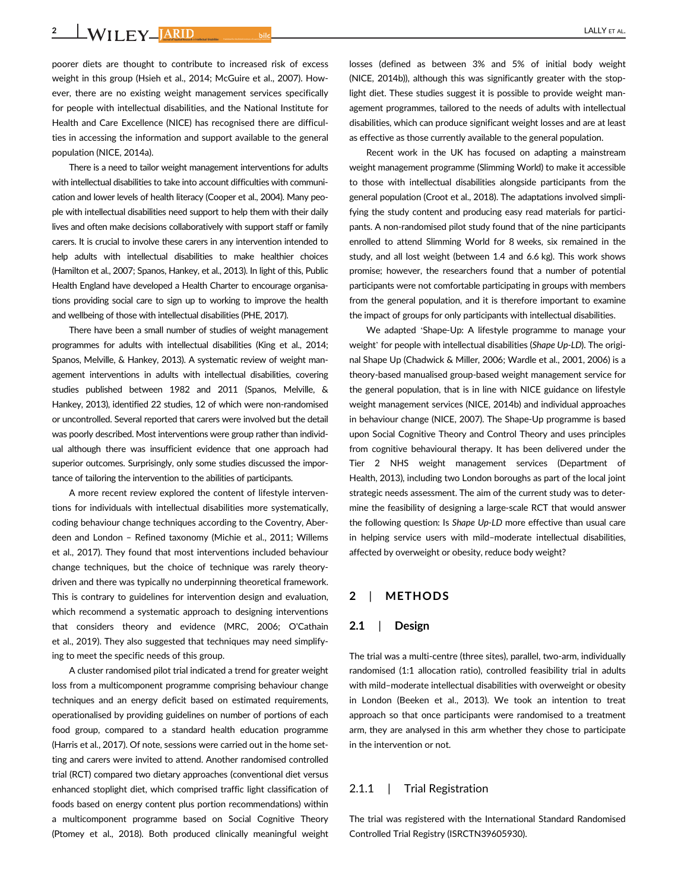poorer diets are thought to contribute to increased risk of excess weight in this group (Hsieh et al., 2014; McGuire et al., 2007). However, there are no existing weight management services specifically for people with intellectual disabilities, and the National Institute for Health and Care Excellence (NICE) has recognised there are difficulties in accessing the information and support available to the general population (NICE, 2014a).

There is a need to tailor weight management interventions for adults with intellectual disabilities to take into account difficulties with communication and lower levels of health literacy (Cooper et al., 2004). Many people with intellectual disabilities need support to help them with their daily lives and often make decisions collaboratively with support staff or family carers. It is crucial to involve these carers in any intervention intended to help adults with intellectual disabilities to make healthier choices (Hamilton et al., 2007; Spanos, Hankey, et al., 2013). In light of this, Public Health England have developed a Health Charter to encourage organisations providing social care to sign up to working to improve the health and wellbeing of those with intellectual disabilities (PHE, 2017).

There have been a small number of studies of weight management programmes for adults with intellectual disabilities (King et al., 2014; Spanos, Melville, & Hankey, 2013). A systematic review of weight management interventions in adults with intellectual disabilities, covering studies published between 1982 and 2011 (Spanos, Melville, & Hankey, 2013), identified 22 studies, 12 of which were non-randomised or uncontrolled. Several reported that carers were involved but the detail was poorly described. Most interventions were group rather than individual although there was insufficient evidence that one approach had superior outcomes. Surprisingly, only some studies discussed the importance of tailoring the intervention to the abilities of participants.

A more recent review explored the content of lifestyle interventions for individuals with intellectual disabilities more systematically, coding behaviour change techniques according to the Coventry, Aberdeen and London – Refined taxonomy (Michie et al., 2011; Willems et al., 2017). They found that most interventions included behaviour change techniques, but the choice of technique was rarely theory-driven and there was typically no underpinning theoretical framework. This is contrary to guidelines for intervention design and evaluation, which recommend a systematic approach to designing interventions that considers theory and evidence (MRC, 2006; O'Cathain et al., 2019). They also suggested that techniques may need simplifying to meet the specific needs of this group.

A cluster randomised pilot trial indicated a trend for greater weight loss from a multicomponent programme comprising behaviour change techniques and an energy deficit based on estimated requirements, operationalised by providing guidelines on number of portions of each food group, compared to a standard health education programme (Harris et al., 2017). Of note, sessions were carried out in the home setting and carers were invited to attend. Another randomised controlled trial (RCT) compared two dietary approaches (conventional diet versus enhanced stoplight diet, which comprised traffic light classification of foods based on energy content plus portion recommendations) within a multicomponent programme based on Social Cognitive Theory (Ptomey et al., 2018). Both produced clinically meaningful weight losses (defined as between 3% and 5% of initial body weight (NICE, 2014b)), although this was significantly greater with the stoplight diet. These studies suggest it is possible to provide weight management programmes, tailored to the needs of adults with intellectual disabilities, which can produce significant weight losses and are at least as effective as those currently available to the general population.

Recent work in the UK has focused on adapting a mainstream weight management programme (Slimming World) to make it accessible to those with intellectual disabilities alongside participants from the general population (Croot et al., 2018). The adaptations involved simplifying the study content and producing easy read materials for participants. A non-randomised pilot study found that of the nine participants enrolled to attend Slimming World for 8 weeks, six remained in the study, and all lost weight (between 1.4 and 6.6 kg). This work shows promise; however, the researchers found that a number of potential participants were not comfortable participating in groups with members from the general population, and it is therefore important to examine the impact of groups for only participants with intellectual disabilities.

We adapted 'Shape-Up: A lifestyle programme to manage your weight' for people with intellectual disabilities (*Shape Up-LD*). The original Shape Up (Chadwick & Miller, 2006; Wardle et al., 2001, 2006) is a theory-based manualised group-based weight management service for the general population, that is in line with NICE guidance on lifestyle weight management services (NICE, 2014b) and individual approaches in behaviour change (NICE, 2007). The Shape-Up programme is based upon Social Cognitive Theory and Control Theory and uses principles from cognitive behavioural therapy. It has been delivered under the Tier 2 NHS weight management services (Department of Health, 2013), including two London boroughs as part of the local joint strategic needs assessment. The aim of the current study was to determine the feasibility of designing a large-scale RCT that would answer the following question: Is *Shape Up-LD* more effective than usual care in helping service users with mild–moderate intellectual disabilities, affected by overweight or obesity, reduce body weight?

## 2 | METHODS

### 2.1 | Design

The trial was a multi-centre (three sites), parallel, two-arm, individually randomised (1:1 allocation ratio), controlled feasibility trial in adults with mild–moderate intellectual disabilities with overweight or obesity in London (Beeken et al., 2013). We took an intention to treat approach so that once participants were randomised to a treatment arm, they are analysed in this arm whether they chose to participate in the intervention or not.

#### 2.1.1 | Trial Registration

The trial was registered with the International Standard Randomised Controlled Trial Registry (ISRCTN39605930).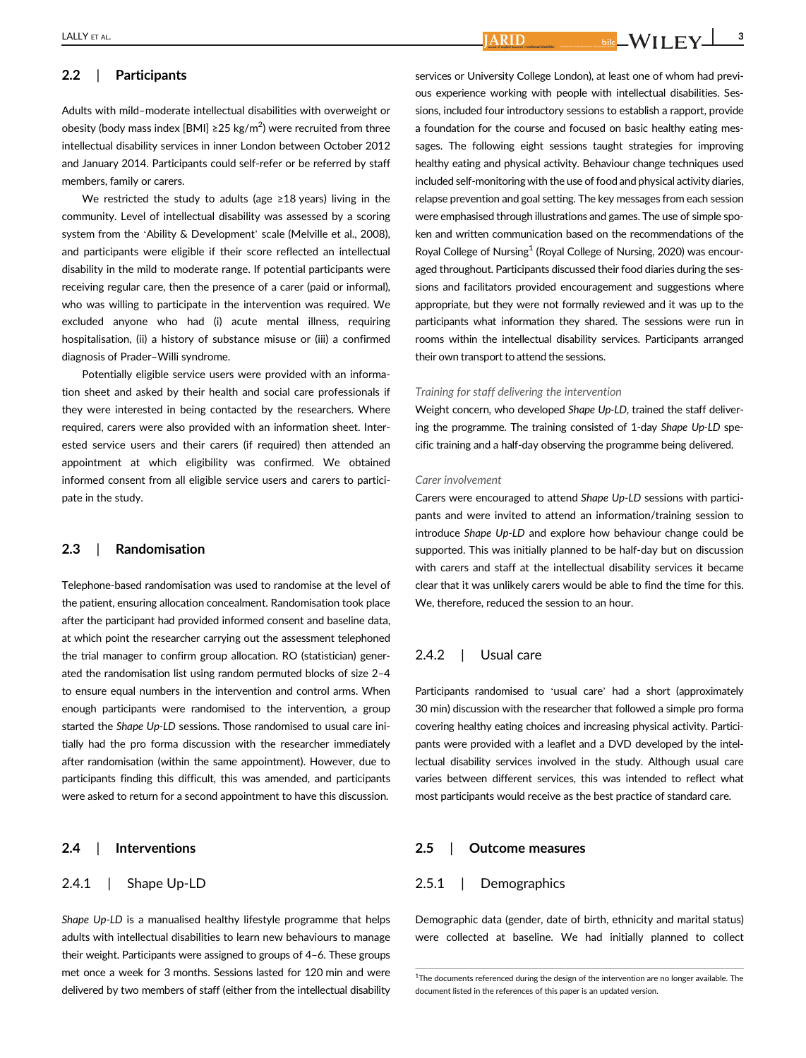## 2.2 | Participants

Adults with mild–moderate intellectual disabilities with overweight or obesity (body mass index [BMI] ≥25 kg/m$^2$) were recruited from three intellectual disability services in inner London between October 2012 and January 2014. Participants could self-refer or be referred by staff members, family or carers.

We restricted the study to adults (age ≥18 years) living in the community. Level of intellectual disability was assessed by a scoring system from the 'Ability & Development' scale (Melville et al., 2008), and participants were eligible if their score reflected an intellectual disability in the mild to moderate range. If potential participants were receiving regular care, then the presence of a carer (paid or informal), who was willing to participate in the intervention was required. We excluded anyone who had (i) acute mental illness, requiring hospitalisation, (ii) a history of substance misuse or (iii) a confirmed diagnosis of Prader–Willi syndrome.

Potentially eligible service users were provided with an information sheet and asked by their health and social care professionals if they were interested in being contacted by the researchers. Where required, carers were also provided with an information sheet. Interested service users and their carers (if required) then attended an appointment at which eligibility was confirmed. We obtained informed consent from all eligible service users and carers to participate in the study.

## 2.3 | Randomisation

Telephone-based randomisation was used to randomise at the level of the patient, ensuring allocation concealment. Randomisation took place after the participant had provided informed consent and baseline data, at which point the researcher carrying out the assessment telephoned the trial manager to confirm group allocation. RO (statistician) generated the randomisation list using random permuted blocks of size 2–4 to ensure equal numbers in the intervention and control arms. When enough participants were randomised to the intervention, a group started the *Shape Up-LD* sessions. Those randomised to usual care initially had the pro forma discussion with the researcher immediately after randomisation (within the same appointment). However, due to participants finding this difficult, this was amended, and participants were asked to return for a second appointment to have this discussion.

## 2.4 | Interventions

### 2.4.1 | Shape Up-LD

*Shape Up-LD* is a manualised healthy lifestyle programme that helps adults with intellectual disabilities to learn new behaviours to manage their weight. Participants were assigned to groups of 4–6. These groups met once a week for 3 months. Sessions lasted for 120 min and were delivered by two members of staff (either from the intellectual disability services or University College London), at least one of whom had previous experience working with people with intellectual disabilities. Sessions, included four introductory sessions to establish a rapport, provide a foundation for the course and focused on basic healthy eating messages. The following eight sessions taught strategies for improving healthy eating and physical activity. Behaviour change techniques used included self-monitoring with the use of food and physical activity diaries, relapse prevention and goal setting. The key messages from each session were emphasised through illustrations and games. The use of simple spoken and written communication based on the recommendations of the Royal College of Nursing[1] (Royal College of Nursing, 2020) was encouraged throughout. Participants discussed their food diaries during the sessions and facilitators provided encouragement and suggestions where appropriate, but they were not formally reviewed and it was up to the participants what information they shared. The sessions were run in rooms within the intellectual disability services. Participants arranged their own transport to attend the sessions.

*Training for staff delivering the intervention*

Weight concern, who developed *Shape Up-LD*, trained the staff delivering the programme. The training consisted of 1-day *Shape Up-LD* specific training and a half-day observing the programme being delivered.

*Carer involvement*

Carers were encouraged to attend *Shape Up-LD* sessions with participants and were invited to attend an information/training session to introduce *Shape Up-LD* and explore how behaviour change could be supported. This was initially planned to be half-day but on discussion with carers and staff at the intellectual disability services it became clear that it was unlikely carers would be able to find the time for this. We, therefore, reduced the session to an hour.

### 2.4.2 | Usual care

Participants randomised to 'usual care' had a short (approximately 30 min) discussion with the researcher that followed a simple pro forma covering healthy eating choices and increasing physical activity. Participants were provided with a leaflet and a DVD developed by the intellectual disability services involved in the study. Although usual care varies between different services, this was intended to reflect what most participants would receive as the best practice of standard care.

## 2.5 | Outcome measures

### 2.5.1 | Demographics

Demographic data (gender, date of birth, ethnicity and marital status) were collected at baseline. We had initially planned to collect

[1]The documents referenced during the design of the intervention are no longer available. The document listed in the references of this paper is an updated version.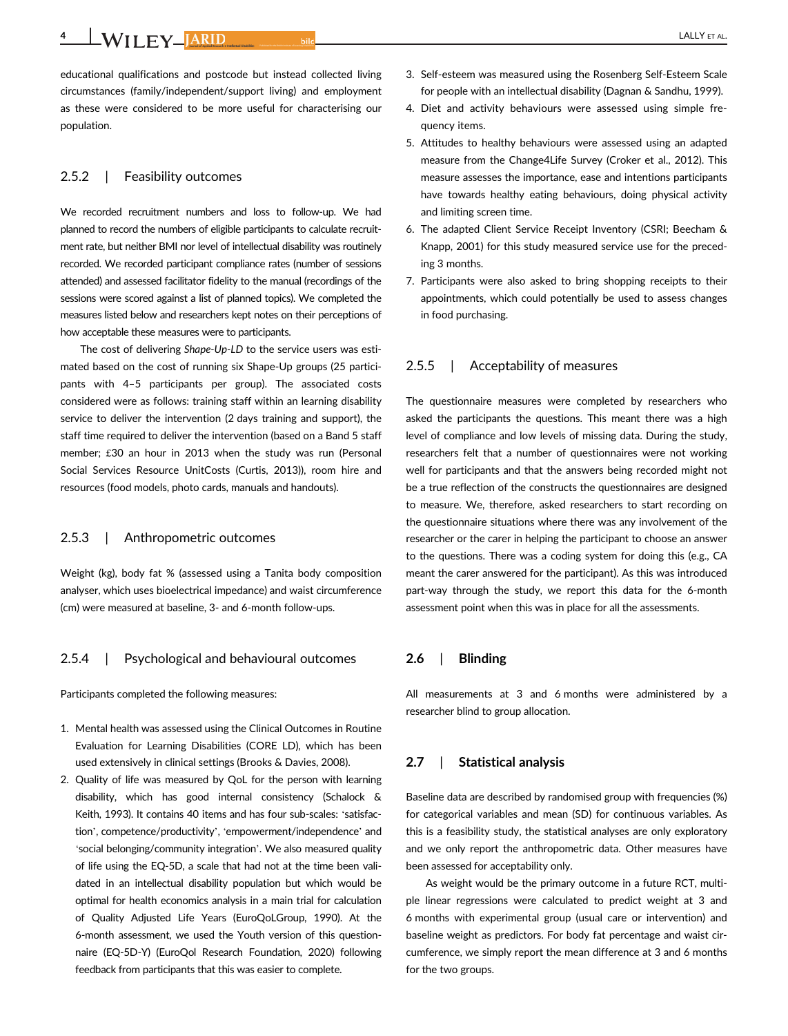educational qualifications and postcode but instead collected living circumstances (family/independent/support living) and employment as these were considered to be more useful for characterising our population.

### 2.5.2 | Feasibility outcomes

We recorded recruitment numbers and loss to follow-up. We had planned to record the numbers of eligible participants to calculate recruitment rate, but neither BMI nor level of intellectual disability was routinely recorded. We recorded participant compliance rates (number of sessions attended) and assessed facilitator fidelity to the manual (recordings of the sessions were scored against a list of planned topics). We completed the measures listed below and researchers kept notes on their perceptions of how acceptable these measures were to participants.

The cost of delivering *Shape-Up-LD* to the service users was estimated based on the cost of running six Shape-Up groups (25 participants with 4–5 participants per group). The associated costs considered were as follows: training staff within an learning disability service to deliver the intervention (2 days training and support), the staff time required to deliver the intervention (based on a Band 5 staff member; £30 an hour in 2013 when the study was run (Personal Social Services Resource UnitCosts (Curtis, 2013)), room hire and resources (food models, photo cards, manuals and handouts).

### 2.5.3 | Anthropometric outcomes

Weight (kg), body fat % (assessed using a Tanita body composition analyser, which uses bioelectrical impedance) and waist circumference (cm) were measured at baseline, 3- and 6-month follow-ups.

### 2.5.4 | Psychological and behavioural outcomes

Participants completed the following measures:

1. Mental health was assessed using the Clinical Outcomes in Routine Evaluation for Learning Disabilities (CORE LD), which has been used extensively in clinical settings (Brooks & Davies, 2008).
2. Quality of life was measured by QoL for the person with learning disability, which has good internal consistency (Schalock & Keith, 1993). It contains 40 items and has four sub-scales: 'satisfaction', competence/productivity', 'empowerment/independence' and 'social belonging/community integration'. We also measured quality of life using the EQ-5D, a scale that had not at the time been validated in an intellectual disability population but which would be optimal for health economics analysis in a main trial for calculation of Quality Adjusted Life Years (EuroQoLGroup, 1990). At the 6-month assessment, we used the Youth version of this questionnaire (EQ-5D-Y) (EuroQol Research Foundation, 2020) following feedback from participants that this was easier to complete.
3. Self-esteem was measured using the Rosenberg Self-Esteem Scale for people with an intellectual disability (Dagnan & Sandhu, 1999).
4. Diet and activity behaviours were assessed using simple frequency items.
5. Attitudes to healthy behaviours were assessed using an adapted measure from the Change4Life Survey (Croker et al., 2012). This measure assesses the importance, ease and intentions participants have towards healthy eating behaviours, doing physical activity and limiting screen time.
6. The adapted Client Service Receipt Inventory (CSRI; Beecham & Knapp, 2001) for this study measured service use for the preceding 3 months.
7. Participants were also asked to bring shopping receipts to their appointments, which could potentially be used to assess changes in food purchasing.

### 2.5.5 | Acceptability of measures

The questionnaire measures were completed by researchers who asked the participants the questions. This meant there was a high level of compliance and low levels of missing data. During the study, researchers felt that a number of questionnaires were not working well for participants and that the answers being recorded might not be a true reflection of the constructs the questionnaires are designed to measure. We, therefore, asked researchers to start recording on the questionnaire situations where there was any involvement of the researcher or the carer in helping the participant to choose an answer to the questions. There was a coding system for doing this (e.g., CA meant the carer answered for the participant). As this was introduced part-way through the study, we report this data for the 6-month assessment point when this was in place for all the assessments.

## 2.6 | Blinding

All measurements at 3 and 6 months were administered by a researcher blind to group allocation.

## 2.7 | Statistical analysis

Baseline data are described by randomised group with frequencies (%) for categorical variables and mean (SD) for continuous variables. As this is a feasibility study, the statistical analyses are only exploratory and we only report the anthropometric data. Other measures have been assessed for acceptability only.

As weight would be the primary outcome in a future RCT, multiple linear regressions were calculated to predict weight at 3 and 6 months with experimental group (usual care or intervention) and baseline weight as predictors. For body fat percentage and waist circumference, we simply report the mean difference at 3 and 6 months for the two groups.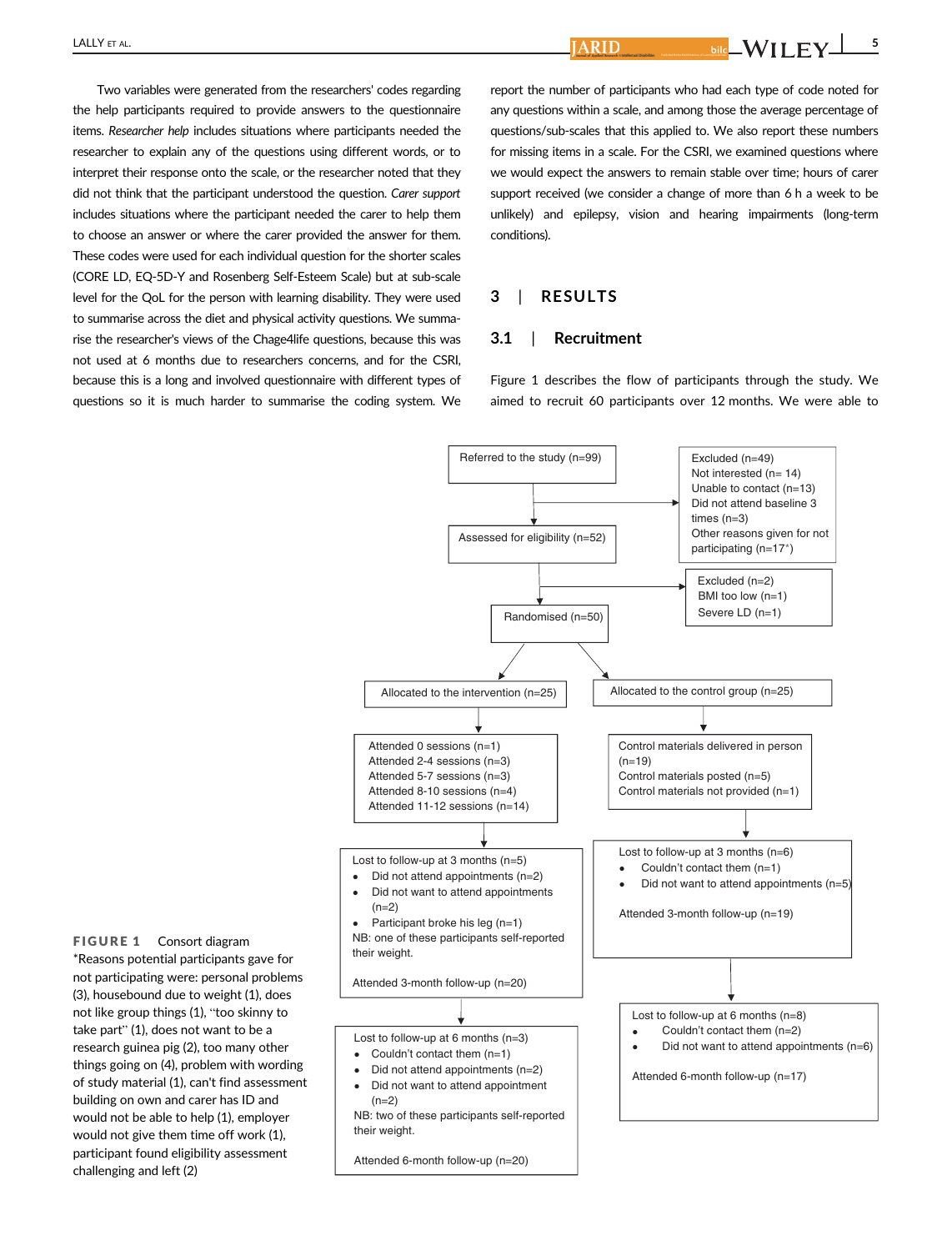Two variables were generated from the researchers' codes regarding the help participants required to provide answers to the questionnaire items. *Researcher help* includes situations where participants needed the researcher to explain any of the questions using different words, or to interpret their response onto the scale, or the researcher noted that they did not think that the participant understood the question. *Carer support* includes situations where the participant needed the carer to help them to choose an answer or where the carer provided the answer for them. These codes were used for each individual question for the shorter scales (CORE LD, EQ-5D-Y and Rosenberg Self-Esteem Scale) but at sub-scale level for the QoL for the person with learning disability. They were used to summarise across the diet and physical activity questions. We summarise the researcher's views of the Chage4life questions, because this was not used at 6 months due to researchers concerns, and for the CSRI, because this is a long and involved questionnaire with different types of questions so it is much harder to summarise the coding system. We report the number of participants who had each type of code noted for any questions within a scale, and among those the average percentage of questions/sub-scales that this applied to. We also report these numbers for missing items in a scale. For the CSRI, we examined questions where we would expect the answers to remain stable over time; hours of carer support received (we consider a change of more than 6 h a week to be unlikely) and epilepsy, vision and hearing impairments (long-term conditions).

## 3 | RESULTS

### 3.1 | Recruitment

Figure 1 describes the flow of participants through the study. We aimed to recruit 60 participants over 12 months. We were able to

Referred to the study (n=99)

Excluded (n=49)
Not interested (n= 14)
Unable to contact (n=13)
Did not attend baseline 3 times (n=3)
Other reasons given for not participating (n=17*)

Assessed for eligibility (n=52)

Excluded (n=2)
BMI too low (n=1)
Severe LD (n=1)

Randomised (n=50)

Allocated to the intervention (n=25)

Attended 0 sessions (n=1)
Attended 2-4 sessions (n=3)
Attended 5-7 sessions (n=3)
Attended 8-10 sessions (n=4)
Attended 11-12 sessions (n=14)

Lost to follow-up at 3 months (n=5)
- Did not attend appointments (n=2)
- Did not want to attend appointments (n=2)
- Participant broke his leg (n=1)

NB: one of these participants self-reported their weight.

Attended 3-month follow-up (n=20)

Lost to follow-up at 6 months (n=3)
- Couldn't contact them (n=1)
- Did not attend appointments (n=2)
- Did not want to attend appointment (n=2)

NB: two of these participants self-reported their weight.

Attended 6-month follow-up (n=20)

Allocated to the control group (n=25)

Control materials delivered in person (n=19)
Control materials posted (n=5)
Control materials not provided (n=1)

Lost to follow-up at 3 months (n=6)
- Couldn't contact them (n=1)
- Did not want to attend appointments (n=5)

Attended 3-month follow-up (n=19)

Lost to follow-up at 6 months (n=8)
- Couldn't contact them (n=2)
- Did not want to attend appointments (n=6)

Attended 6-month follow-up (n=17)

**FIGURE 1** Consort diagram
*Reasons potential participants gave for not participating were: personal problems (3), housebound due to weight (1), does not like group things (1), "too skinny to take part" (1), does not want to be a research guinea pig (2), too many other things going on (4), problem with wording of study material (1), can't find assessment building on own and carer has ID and would not be able to help (1), employer would not give them time off work (1), participant found eligibility assessment challenging and left (2)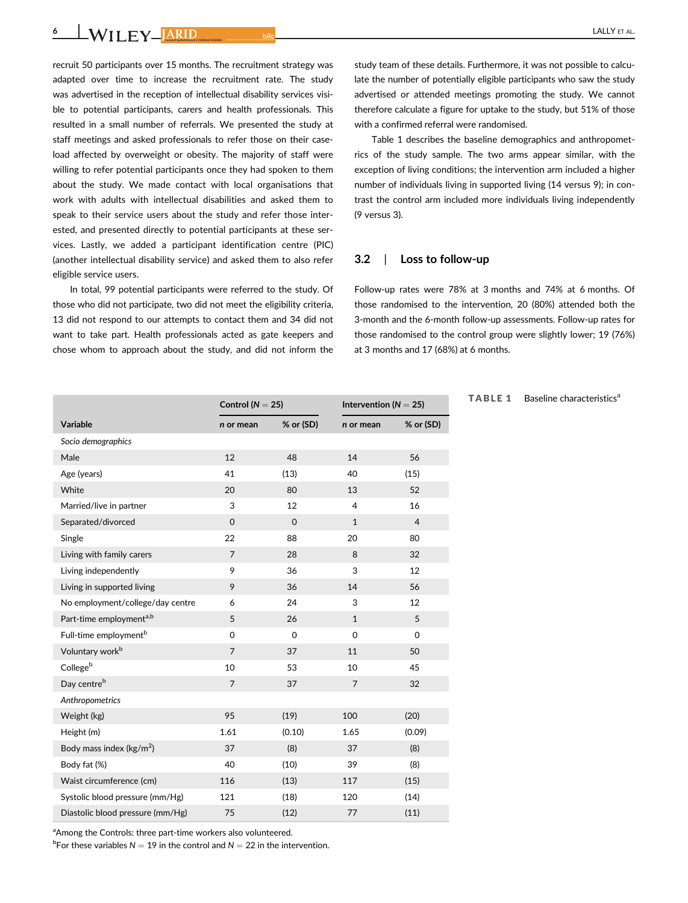recruit 50 participants over 15 months. The recruitment strategy was adapted over time to increase the recruitment rate. The study was advertised in the reception of intellectual disability services visible to potential participants, carers and health professionals. This resulted in a small number of referrals. We presented the study at staff meetings and asked professionals to refer those on their caseload affected by overweight or obesity. The majority of staff were willing to refer potential participants once they had spoken to them about the study. We made contact with local organisations that work with adults with intellectual disabilities and asked them to speak to their service users about the study and refer those interested, and presented directly to potential participants at these services. Lastly, we added a participant identification centre (PIC) (another intellectual disability service) and asked them to also refer eligible service users.

In total, 99 potential participants were referred to the study. Of those who did not participate, two did not meet the eligibility criteria, 13 did not respond to our attempts to contact them and 34 did not want to take part. Health professionals acted as gate keepers and chose whom to approach about the study, and did not inform the study team of these details. Furthermore, it was not possible to calculate the number of potentially eligible participants who saw the study advertised or attended meetings promoting the study. We cannot therefore calculate a figure for uptake to the study, but 51% of those with a confirmed referral were randomised.

Table 1 describes the baseline demographics and anthropometrics of the study sample. The two arms appear similar, with the exception of living conditions; the intervention arm included a higher number of individuals living in supported living (14 versus 9); in contrast the control arm included more individuals living independently (9 versus 3).

## 3.2 | Loss to follow-up

Follow-up rates were 78% at 3 months and 74% at 6 months. Of those randomised to the intervention, 20 (80%) attended both the 3-month and the 6-month follow-up assessments. Follow-up rates for those randomised to the control group were slightly lower; 19 (76%) at 3 months and 17 (68%) at 6 months.

**TABLE 1** Baseline characteristics[a]

| | Control (N = 25) | | Intervention (N = 25) | |
|---|---|---|---|---|
| Variable | *n* or mean | % or (SD) | *n* or mean | % or (SD) |
| *Socio demographics* | | | | |
| Male | 12 | 48 | 14 | 56 |
| Age (years) | 41 | (13) | 40 | (15) |
| White | 20 | 80 | 13 | 52 |
| Married/live in partner | 3 | 12 | 4 | 16 |
| Separated/divorced | 0 | 0 | 1 | 4 |
| Single | 22 | 88 | 20 | 80 |
| Living with family carers | 7 | 28 | 8 | 32 |
| Living independently | 9 | 36 | 3 | 12 |
| Living in supported living | 9 | 36 | 14 | 56 |
| No employment/college/day centre | 6 | 24 | 3 | 12 |
| Part-time employment[a,b] | 5 | 26 | 1 | 5 |
| Full-time employment[b] | 0 | 0 | 0 | 0 |
| Voluntary work[b] | 7 | 37 | 11 | 50 |
| College[b] | 10 | 53 | 10 | 45 |
| Day centre[b] | 7 | 37 | 7 | 32 |
| *Anthropometrics* | | | | |
| Weight (kg) | 95 | (19) | 100 | (20) |
| Height (m) | 1.61 | (0.10) | 1.65 | (0.09) |
| Body mass index (kg/m$^2$) | 37 | (8) | 37 | (8) |
| Body fat (%) | 40 | (10) | 39 | (8) |
| Waist circumference (cm) | 116 | (13) | 117 | (15) |
| Systolic blood pressure (mm/Hg) | 121 | (18) | 120 | (14) |
| Diastolic blood pressure (mm/Hg) | 75 | (12) | 77 | (11) |

[a]Among the Controls: three part-time workers also volunteered.

[b]For these variables N = 19 in the control and N = 22 in the intervention.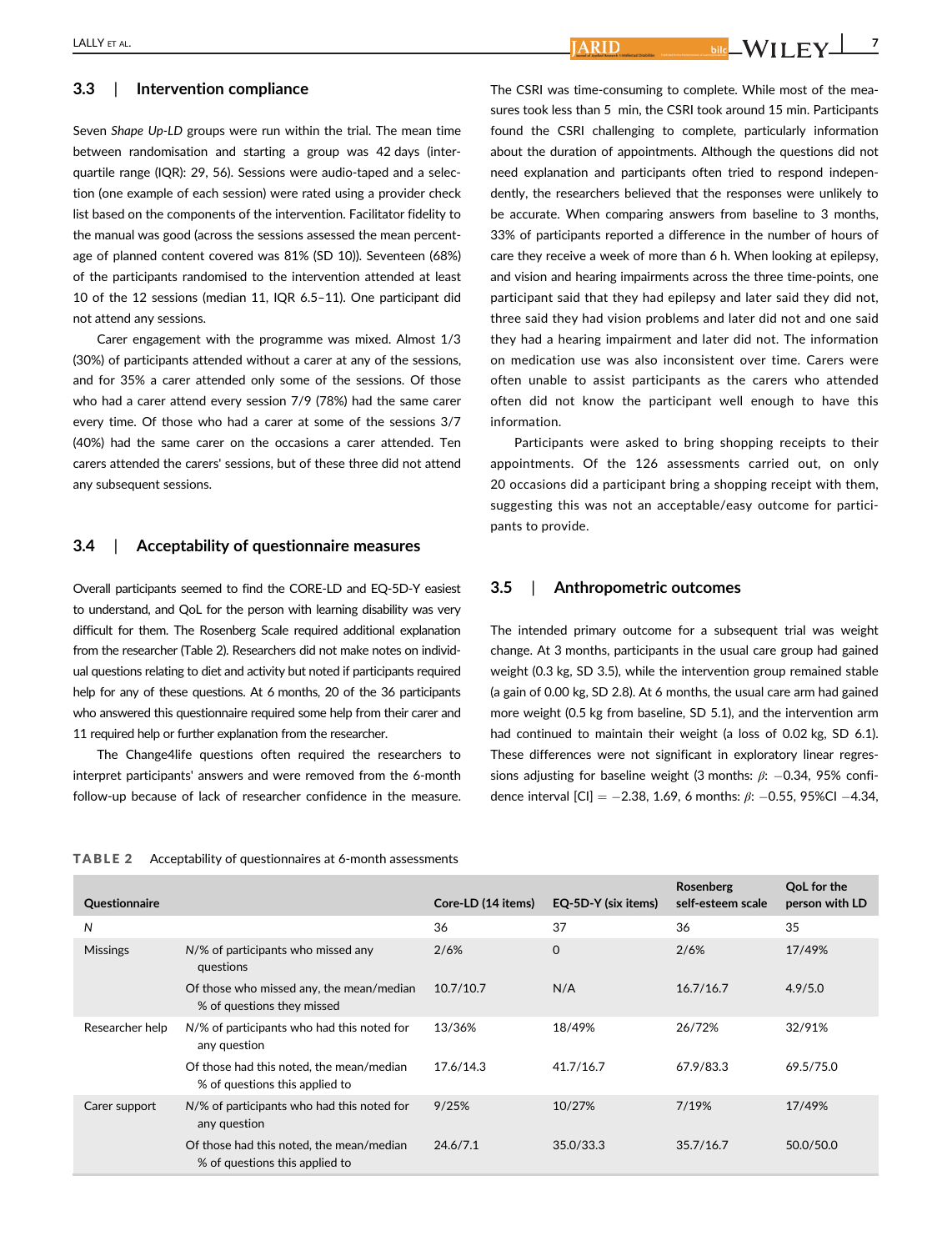### 3.3 | Intervention compliance

Seven *Shape Up-LD* groups were run within the trial. The mean time between randomisation and starting a group was 42 days (interquartile range (IQR): 29, 56). Sessions were audio-taped and a selection (one example of each session) were rated using a provider check list based on the components of the intervention. Facilitator fidelity to the manual was good (across the sessions assessed the mean percentage of planned content covered was 81% (SD 10)). Seventeen (68%) of the participants randomised to the intervention attended at least 10 of the 12 sessions (median 11, IQR 6.5–11). One participant did not attend any sessions.

Carer engagement with the programme was mixed. Almost 1/3 (30%) of participants attended without a carer at any of the sessions, and for 35% a carer attended only some of the sessions. Of those who had a carer attend every session 7/9 (78%) had the same carer every time. Of those who had a carer at some of the sessions 3/7 (40%) had the same carer on the occasions a carer attended. Ten carers attended the carers' sessions, but of these three did not attend any subsequent sessions.

### 3.4 | Acceptability of questionnaire measures

Overall participants seemed to find the CORE-LD and EQ-5D-Y easiest to understand, and QoL for the person with learning disability was very difficult for them. The Rosenberg Scale required additional explanation from the researcher (Table 2). Researchers did not make notes on individual questions relating to diet and activity but noted if participants required help for any of these questions. At 6 months, 20 of the 36 participants who answered this questionnaire required some help from their carer and 11 required help or further explanation from the researcher.

The Change4life questions often required the researchers to interpret participants' answers and were removed from the 6-month follow-up because of lack of researcher confidence in the measure. The CSRI was time-consuming to complete. While most of the measures took less than 5 min, the CSRI took around 15 min. Participants found the CSRI challenging to complete, particularly information about the duration of appointments. Although the questions did not need explanation and participants often tried to respond independently, the researchers believed that the responses were unlikely to be accurate. When comparing answers from baseline to 3 months, 33% of participants reported a difference in the number of hours of care they receive a week of more than 6 h. When looking at epilepsy, and vision and hearing impairments across the three time-points, one participant said that they had epilepsy and later said they did not, three said they had vision problems and later did not and one said they had a hearing impairment and later did not. The information on medication use was also inconsistent over time. Carers were often unable to assist participants as the carers who attended often did not know the participant well enough to have this information.

Participants were asked to bring shopping receipts to their appointments. Of the 126 assessments carried out, on only 20 occasions did a participant bring a shopping receipt with them, suggesting this was not an acceptable/easy outcome for participants to provide.

### 3.5 | Anthropometric outcomes

The intended primary outcome for a subsequent trial was weight change. At 3 months, participants in the usual care group had gained weight (0.3 kg, SD 3.5), while the intervention group remained stable (a gain of 0.00 kg, SD 2.8). At 6 months, the usual care arm had gained more weight (0.5 kg from baseline, SD 5.1), and the intervention arm had continued to maintain their weight (a loss of 0.02 kg, SD 6.1). These differences were not significant in exploratory linear regressions adjusting for baseline weight (3 months: $\beta$: −0.34, 95% confidence interval [CI] = −2.38, 1.69, 6 months: $\beta$: −0.55, 95%CI −4.34,

**TABLE 2** Acceptability of questionnaires at 6-month assessments

| Questionnaire | | Core-LD (14 items) | EQ-5D-Y (six items) | Rosenberg self-esteem scale | QoL for the person with LD |
|---|---|---|---|---|---|
| *N* | | 36 | 37 | 36 | 35 |
| Missings | N/% of participants who missed any questions | 2/6% | 0 | 2/6% | 17/49% |
| | Of those who missed any, the mean/median % of questions they missed | 10.7/10.7 | N/A | 16.7/16.7 | 4.9/5.0 |
| Researcher help | N/% of participants who had this noted for any question | 13/36% | 18/49% | 26/72% | 32/91% |
| | Of those had this noted, the mean/median % of questions this applied to | 17.6/14.3 | 41.7/16.7 | 67.9/83.3 | 69.5/75.0 |
| Carer support | N/% of participants who had this noted for any question | 9/25% | 10/27% | 7/19% | 17/49% |
| | Of those had this noted, the mean/median % of questions this applied to | 24.6/7.1 | 35.0/33.3 | 35.7/16.7 | 50.0/50.0 |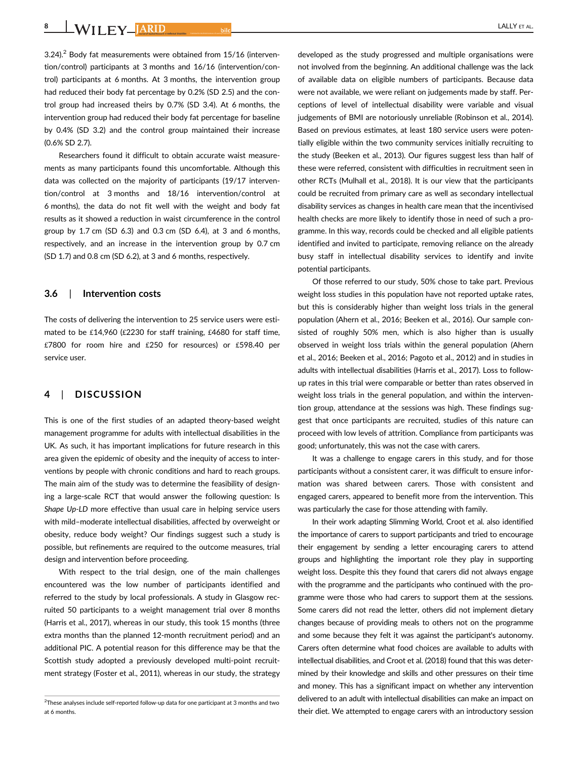3.24).[2] Body fat measurements were obtained from 15/16 (intervention/control) participants at 3 months and 16/16 (intervention/control) participants at 6 months. At 3 months, the intervention group had reduced their body fat percentage by 0.2% (SD 2.5) and the control group had increased theirs by 0.7% (SD 3.4). At 6 months, the intervention group had reduced their body fat percentage for baseline by 0.4% (SD 3.2) and the control group maintained their increase (0.6% SD 2.7).

Researchers found it difficult to obtain accurate waist measurements as many participants found this uncomfortable. Although this data was collected on the majority of participants (19/17 intervention/control at 3 months and 18/16 intervention/control at 6 months), the data do not fit well with the weight and body fat results as it showed a reduction in waist circumference in the control group by 1.7 cm (SD 6.3) and 0.3 cm (SD 6.4), at 3 and 6 months, respectively, and an increase in the intervention group by 0.7 cm (SD 1.7) and 0.8 cm (SD 6.2), at 3 and 6 months, respectively.

### 3.6 | Intervention costs

The costs of delivering the intervention to 25 service users were estimated to be £14,960 (£2230 for staff training, £4680 for staff time, £7800 for room hire and £250 for resources) or £598.40 per service user.

## 4 | DISCUSSION

This is one of the first studies of an adapted theory-based weight management programme for adults with intellectual disabilities in the UK. As such, it has important implications for future research in this area given the epidemic of obesity and the inequity of access to interventions by people with chronic conditions and hard to reach groups. The main aim of the study was to determine the feasibility of designing a large-scale RCT that would answer the following question: Is *Shape Up-LD* more effective than usual care in helping service users with mild–moderate intellectual disabilities, affected by overweight or obesity, reduce body weight? Our findings suggest such a study is possible, but refinements are required to the outcome measures, trial design and intervention before proceeding.

With respect to the trial design, one of the main challenges encountered was the low number of participants identified and referred to the study by local professionals. A study in Glasgow recruited 50 participants to a weight management trial over 8 months (Harris et al., 2017), whereas in our study, this took 15 months (three extra months than the planned 12-month recruitment period) and an additional PIC. A potential reason for this difference may be that the Scottish study adopted a previously developed multi-point recruitment strategy (Foster et al., 2011), whereas in our study, the strategy developed as the study progressed and multiple organisations were not involved from the beginning. An additional challenge was the lack of available data on eligible numbers of participants. Because data were not available, we were reliant on judgements made by staff. Perceptions of level of intellectual disability were variable and visual judgements of BMI are notoriously unreliable (Robinson et al., 2014). Based on previous estimates, at least 180 service users were potentially eligible within the two community services initially recruiting to the study (Beeken et al., 2013). Our figures suggest less than half of these were referred, consistent with difficulties in recruitment seen in other RCTs (Mulhall et al., 2018). It is our view that the participants could be recruited from primary care as well as secondary intellectual disability services as changes in health care mean that the incentivised health checks are more likely to identify those in need of such a programme. In this way, records could be checked and all eligible patients identified and invited to participate, removing reliance on the already busy staff in intellectual disability services to identify and invite potential participants.

Of those referred to our study, 50% chose to take part. Previous weight loss studies in this population have not reported uptake rates, but this is considerably higher than weight loss trials in the general population (Ahern et al., 2016; Beeken et al., 2016). Our sample consisted of roughly 50% men, which is also higher than is usually observed in weight loss trials within the general population (Ahern et al., 2016; Beeken et al., 2016; Pagoto et al., 2012) and in studies in adults with intellectual disabilities (Harris et al., 2017). Loss to follow-up rates in this trial were comparable or better than rates observed in weight loss trials in the general population, and within the intervention group, attendance at the sessions was high. These findings suggest that once participants are recruited, studies of this nature can proceed with low levels of attrition. Compliance from participants was good; unfortunately, this was not the case with carers.

It was a challenge to engage carers in this study, and for those participants without a consistent carer, it was difficult to ensure information was shared between carers. Those with consistent and engaged carers, appeared to benefit more from the intervention. This was particularly the case for those attending with family.

In their work adapting Slimming World, Croot et al. also identified the importance of carers to support participants and tried to encourage their engagement by sending a letter encouraging carers to attend groups and highlighting the important role they play in supporting weight loss. Despite this they found that carers did not always engage with the programme and the participants who continued with the programme were those who had carers to support them at the sessions. Some carers did not read the letter, others did not implement dietary changes because of providing meals to others not on the programme and some because they felt it was against the participant's autonomy. Carers often determine what food choices are available to adults with intellectual disabilities, and Croot et al. (2018) found that this was determined by their knowledge and skills and other pressures on their time and money. This has a significant impact on whether any intervention delivered to an adult with intellectual disabilities can make an impact on their diet. We attempted to engage carers with an introductory session

[2] These analyses include self-reported follow-up data for one participant at 3 months and two at 6 months.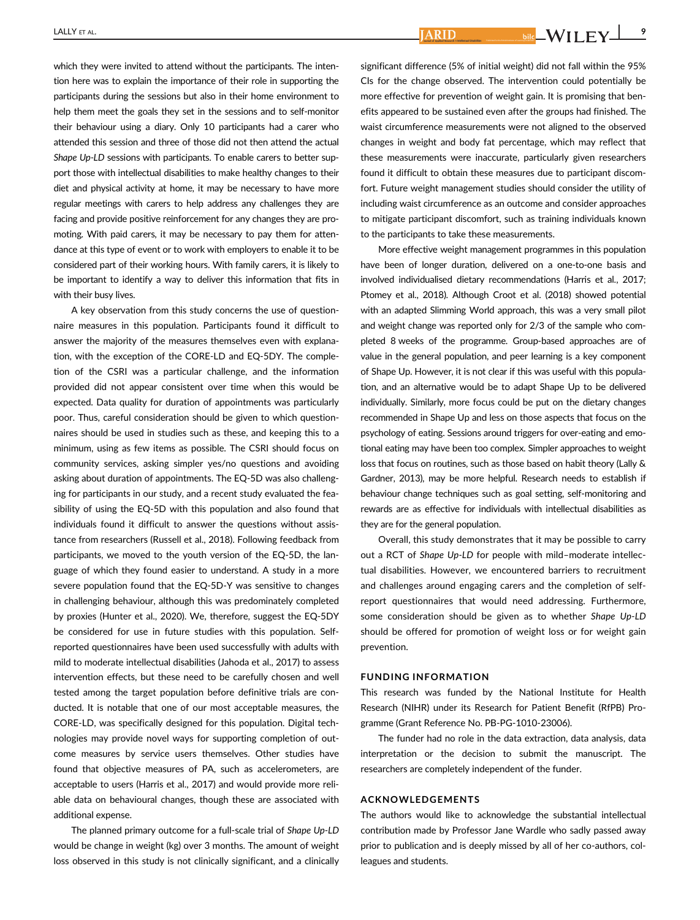which they were invited to attend without the participants. The intention here was to explain the importance of their role in supporting the participants during the sessions but also in their home environment to help them meet the goals they set in the sessions and to self-monitor their behaviour using a diary. Only 10 participants had a carer who attended this session and three of those did not then attend the actual *Shape Up-LD* sessions with participants. To enable carers to better support those with intellectual disabilities to make healthy changes to their diet and physical activity at home, it may be necessary to have more regular meetings with carers to help address any challenges they are facing and provide positive reinforcement for any changes they are promoting. With paid carers, it may be necessary to pay them for attendance at this type of event or to work with employers to enable it to be considered part of their working hours. With family carers, it is likely to be important to identify a way to deliver this information that fits in with their busy lives.

A key observation from this study concerns the use of questionnaire measures in this population. Participants found it difficult to answer the majority of the measures themselves even with explanation, with the exception of the CORE-LD and EQ-5DY. The completion of the CSRI was a particular challenge, and the information provided did not appear consistent over time when this would be expected. Data quality for duration of appointments was particularly poor. Thus, careful consideration should be given to which questionnaires should be used in studies such as these, and keeping this to a minimum, using as few items as possible. The CSRI should focus on community services, asking simpler yes/no questions and avoiding asking about duration of appointments. The EQ-5D was also challenging for participants in our study, and a recent study evaluated the feasibility of using the EQ-5D with this population and also found that individuals found it difficult to answer the questions without assistance from researchers (Russell et al., 2018). Following feedback from participants, we moved to the youth version of the EQ-5D, the language of which they found easier to understand. A study in a more severe population found that the EQ-5D-Y was sensitive to changes in challenging behaviour, although this was predominately completed by proxies (Hunter et al., 2020). We, therefore, suggest the EQ-5DY be considered for use in future studies with this population. Self-reported questionnaires have been used successfully with adults with mild to moderate intellectual disabilities (Jahoda et al., 2017) to assess intervention effects, but these need to be carefully chosen and well tested among the target population before definitive trials are conducted. It is notable that one of our most acceptable measures, the CORE-LD, was specifically designed for this population. Digital technologies may provide novel ways for supporting completion of outcome measures by service users themselves. Other studies have found that objective measures of PA, such as accelerometers, are acceptable to users (Harris et al., 2017) and would provide more reliable data on behavioural changes, though these are associated with additional expense.

The planned primary outcome for a full-scale trial of *Shape Up-LD* would be change in weight (kg) over 3 months. The amount of weight loss observed in this study is not clinically significant, and a clinically significant difference (5% of initial weight) did not fall within the 95% CIs for the change observed. The intervention could potentially be more effective for prevention of weight gain. It is promising that benefits appeared to be sustained even after the groups had finished. The waist circumference measurements were not aligned to the observed changes in weight and body fat percentage, which may reflect that these measurements were inaccurate, particularly given researchers found it difficult to obtain these measures due to participant discomfort. Future weight management studies should consider the utility of including waist circumference as an outcome and consider approaches to mitigate participant discomfort, such as training individuals known to the participants to take these measurements.

More effective weight management programmes in this population have been of longer duration, delivered on a one-to-one basis and involved individualised dietary recommendations (Harris et al., 2017; Ptomey et al., 2018). Although Croot et al. (2018) showed potential with an adapted Slimming World approach, this was a very small pilot and weight change was reported only for 2/3 of the sample who completed 8 weeks of the programme. Group-based approaches are of value in the general population, and peer learning is a key component of Shape Up. However, it is not clear if this was useful with this population, and an alternative would be to adapt Shape Up to be delivered individually. Similarly, more focus could be put on the dietary changes recommended in Shape Up and less on those aspects that focus on the psychology of eating. Sessions around triggers for over-eating and emotional eating may have been too complex. Simpler approaches to weight loss that focus on routines, such as those based on habit theory (Lally & Gardner, 2013), may be more helpful. Research needs to establish if behaviour change techniques such as goal setting, self-monitoring and rewards are as effective for individuals with intellectual disabilities as they are for the general population.

Overall, this study demonstrates that it may be possible to carry out a RCT of *Shape Up-LD* for people with mild–moderate intellectual disabilities. However, we encountered barriers to recruitment and challenges around engaging carers and the completion of self-report questionnaires that would need addressing. Furthermore, some consideration should be given as to whether *Shape Up-LD* should be offered for promotion of weight loss or for weight gain prevention.

## FUNDING INFORMATION

This research was funded by the National Institute for Health Research (NIHR) under its Research for Patient Benefit (RfPB) Programme (Grant Reference No. PB-PG-1010-23006).

The funder had no role in the data extraction, data analysis, data interpretation or the decision to submit the manuscript. The researchers are completely independent of the funder.

## ACKNOWLEDGEMENTS

The authors would like to acknowledge the substantial intellectual contribution made by Professor Jane Wardle who sadly passed away prior to publication and is deeply missed by all of her co-authors, colleagues and students.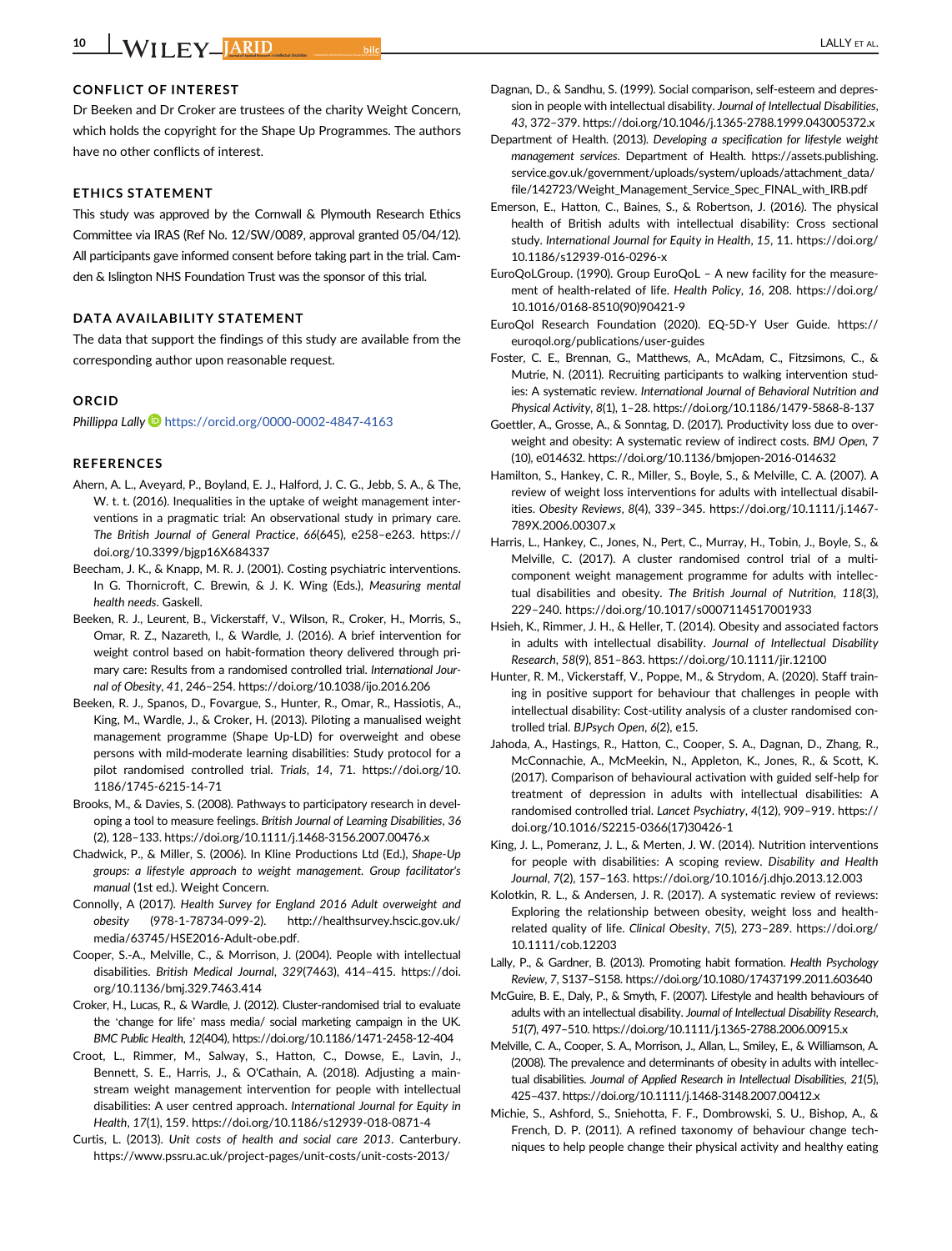## CONFLICT OF INTEREST

Dr Beeken and Dr Croker are trustees of the charity Weight Concern, which holds the copyright for the Shape Up Programmes. The authors have no other conflicts of interest.

## ETHICS STATEMENT

This study was approved by the Cornwall & Plymouth Research Ethics Committee via IRAS (Ref No. 12/SW/0089, approval granted 05/04/12). All participants gave informed consent before taking part in the trial. Camden & Islington NHS Foundation Trust was the sponsor of this trial.

## DATA AVAILABILITY STATEMENT

The data that support the findings of this study are available from the corresponding author upon reasonable request.

## ORCID

*Phillippa Lally* https://orcid.org/0000-0002-4847-4163

## REFERENCES

Ahern, A. L., Aveyard, P., Boyland, E. J., Halford, J. C. G., Jebb, S. A., & The, W. t. t. (2016). Inequalities in the uptake of weight management interventions in a pragmatic trial: An observational study in primary care. *The British Journal of General Practice*, *66*(645), e258–e263. https://doi.org/10.3399/bjgp16X684337

Beecham, J. K., & Knapp, M. R. J. (2001). Costing psychiatric interventions. In G. Thornicroft, C. Brewin, & J. K. Wing (Eds.), *Measuring mental health needs*. Gaskell.

Beeken, R. J., Leurent, B., Vickerstaff, V., Wilson, R., Croker, H., Morris, S., Omar, R. Z., Nazareth, I., & Wardle, J. (2016). A brief intervention for weight control based on habit-formation theory delivered through primary care: Results from a randomised controlled trial. *International Journal of Obesity*, *41*, 246–254. https://doi.org/10.1038/ijo.2016.206

Beeken, R. J., Spanos, D., Fovargue, S., Hunter, R., Omar, R., Hassiotis, A., King, M., Wardle, J., & Croker, H. (2013). Piloting a manualised weight management programme (Shape Up-LD) for overweight and obese persons with mild-moderate learning disabilities: Study protocol for a pilot randomised controlled trial. *Trials*, *14*, 71. https://doi.org/10.1186/1745-6215-14-71

Brooks, M., & Davies, S. (2008). Pathways to participatory research in developing a tool to measure feelings. *British Journal of Learning Disabilities*, *36*(2), 128–133. https://doi.org/10.1111/j.1468-3156.2007.00476.x

Chadwick, P., & Miller, S. (2006). In Kline Productions Ltd (Ed.), *Shape-Up groups: a lifestyle approach to weight management. Group facilitator's manual* (1st ed.). Weight Concern.

Connolly, A (2017). *Health Survey for England 2016 Adult overweight and obesity* (978-1-78734-099-2). http://healthsurvey.hscic.gov.uk/media/63745/HSE2016-Adult-obe.pdf.

Cooper, S.-A., Melville, C., & Morrison, J. (2004). People with intellectual disabilities. *British Medical Journal*, *329*(7463), 414–415. https://doi.org/10.1136/bmj.329.7463.414

Croker, H., Lucas, R., & Wardle, J. (2012). Cluster-randomised trial to evaluate the 'change for life' mass media/ social marketing campaign in the UK. *BMC Public Health*, *12*(404), https://doi.org/10.1186/1471-2458-12-404

Croot, L., Rimmer, M., Salway, S., Hatton, C., Dowse, E., Lavin, J., Bennett, S. E., Harris, J., & O'Cathain, A. (2018). Adjusting a mainstream weight management intervention for people with intellectual disabilities: A user centred approach. *International Journal for Equity in Health*, *17*(1), 159. https://doi.org/10.1186/s12939-018-0871-4

Curtis, L. (2013). *Unit costs of health and social care 2013*. Canterbury. https://www.pssru.ac.uk/project-pages/unit-costs/unit-costs-2013/

Dagnan, D., & Sandhu, S. (1999). Social comparison, self-esteem and depression in people with intellectual disability. *Journal of Intellectual Disabilities*, *43*, 372–379. https://doi.org/10.1046/j.1365-2788.1999.043005372.x

Department of Health. (2013). *Developing a specification for lifestyle weight management services*. Department of Health. https://assets.publishing.service.gov.uk/government/uploads/system/uploads/attachment_data/file/142723/Weight_Management_Service_Spec_FINAL_with_IRB.pdf

Emerson, E., Hatton, C., Baines, S., & Robertson, J. (2016). The physical health of British adults with intellectual disability: Cross sectional study. *International Journal for Equity in Health*, *15*, 11. https://doi.org/10.1186/s12939-016-0296-x

EuroQoLGroup. (1990). Group EuroQoL – A new facility for the measurement of health-related of life. *Health Policy*, *16*, 208. https://doi.org/10.1016/0168-8510(90)90421-9

EuroQol Research Foundation (2020). EQ-5D-Y User Guide. https://euroqol.org/publications/user-guides

Foster, C. E., Brennan, G., Matthews, A., McAdam, C., Fitzsimons, C., & Mutrie, N. (2011). Recruiting participants to walking intervention studies: A systematic review. *International Journal of Behavioral Nutrition and Physical Activity*, *8*(1), 1–28. https://doi.org/10.1186/1479-5868-8-137

Goettler, A., Grosse, A., & Sonntag, D. (2017). Productivity loss due to overweight and obesity: A systematic review of indirect costs. *BMJ Open*, *7*(10), e014632. https://doi.org/10.1136/bmjopen-2016-014632

Hamilton, S., Hankey, C. R., Miller, S., Boyle, S., & Melville, C. A. (2007). A review of weight loss interventions for adults with intellectual disabilities. *Obesity Reviews*, *8*(4), 339–345. https://doi.org/10.1111/j.1467-789X.2006.00307.x

Harris, L., Hankey, C., Jones, N., Pert, C., Murray, H., Tobin, J., Boyle, S., & Melville, C. (2017). A cluster randomised control trial of a multi-component weight management programme for adults with intellectual disabilities and obesity. *The British Journal of Nutrition*, *118*(3), 229–240. https://doi.org/10.1017/s0007114517001933

Hsieh, K., Rimmer, J. H., & Heller, T. (2014). Obesity and associated factors in adults with intellectual disability. *Journal of Intellectual Disability Research*, *58*(9), 851–863. https://doi.org/10.1111/jir.12100

Hunter, R. M., Vickerstaff, V., Poppe, M., & Strydom, A. (2020). Staff training in positive support for behaviour that challenges in people with intellectual disability: Cost-utility analysis of a cluster randomised controlled trial. *BJPsych Open*, *6*(2), e15.

Jahoda, A., Hastings, R., Hatton, C., Cooper, S. A., Dagnan, D., Zhang, R., McConnachie, A., McMeekin, N., Appleton, K., Jones, R., & Scott, K. (2017). Comparison of behavioural activation with guided self-help for treatment of depression in adults with intellectual disabilities: A randomised controlled trial. *Lancet Psychiatry*, *4*(12), 909–919. https://doi.org/10.1016/S2215-0366(17)30426-1

King, J. L., Pomeranz, J. L., & Merten, J. W. (2014). Nutrition interventions for people with disabilities: A scoping review. *Disability and Health Journal*, *7*(2), 157–163. https://doi.org/10.1016/j.dhjo.2013.12.003

Kolotkin, R. L., & Andersen, J. R. (2017). A systematic review of reviews: Exploring the relationship between obesity, weight loss and health-related quality of life. *Clinical Obesity*, *7*(5), 273–289. https://doi.org/10.1111/cob.12203

Lally, P., & Gardner, B. (2013). Promoting habit formation. *Health Psychology Review*, *7*, S137–S158. https://doi.org/10.1080/17437199.2011.603640

McGuire, B. E., Daly, P., & Smyth, F. (2007). Lifestyle and health behaviours of adults with an intellectual disability. *Journal of Intellectual Disability Research*, *51*(7), 497–510. https://doi.org/10.1111/j.1365-2788.2006.00915.x

Melville, C. A., Cooper, S. A., Morrison, J., Allan, L., Smiley, E., & Williamson, A. (2008). The prevalence and determinants of obesity in adults with intellectual disabilities. *Journal of Applied Research in Intellectual Disabilities*, *21*(5), 425–437. https://doi.org/10.1111/j.1468-3148.2007.00412.x

Michie, S., Ashford, S., Sniehotta, F. F., Dombrowski, S. U., Bishop, A., & French, D. P. (2011). A refined taxonomy of behaviour change techniques to help people change their physical activity and healthy eating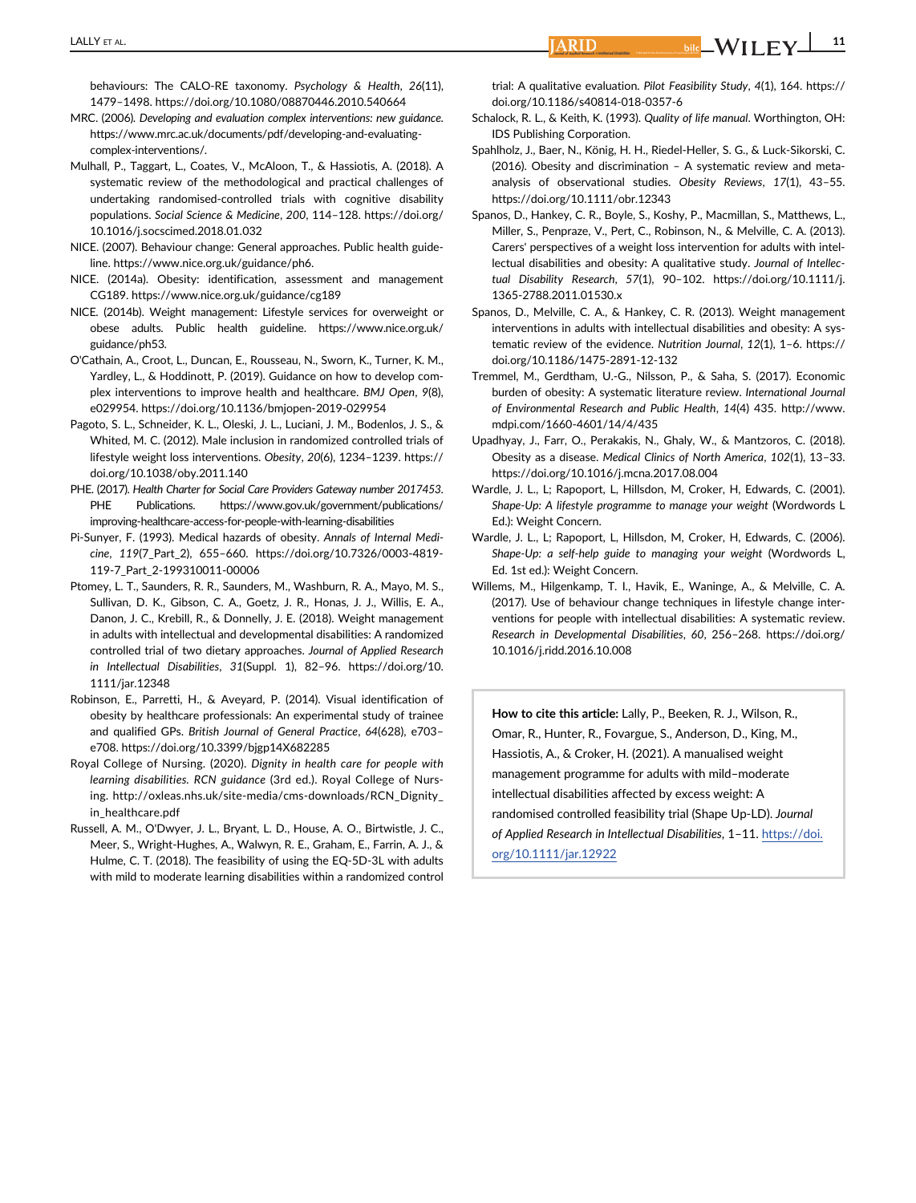behaviours: The CALO-RE taxonomy. *Psychology & Health*, *26*(11), 1479–1498. https://doi.org/10.1080/08870446.2010.540664

MRC. (2006). *Developing and evaluation complex interventions: new guidance.* https://www.mrc.ac.uk/documents/pdf/developing-and-evaluating-complex-interventions/.

Mulhall, P., Taggart, L., Coates, V., McAloon, T., & Hassiotis, A. (2018). A systematic review of the methodological and practical challenges of undertaking randomised-controlled trials with cognitive disability populations. *Social Science & Medicine*, *200*, 114–128. https://doi.org/10.1016/j.socscimed.2018.01.032

NICE. (2007). Behaviour change: General approaches. Public health guideline. https://www.nice.org.uk/guidance/ph6.

NICE. (2014a). Obesity: identification, assessment and management CG189. https://www.nice.org.uk/guidance/cg189

NICE. (2014b). Weight management: Lifestyle services for overweight or obese adults. Public health guideline. https://www.nice.org.uk/guidance/ph53.

O'Cathain, A., Croot, L., Duncan, E., Rousseau, N., Sworn, K., Turner, K. M., Yardley, L., & Hoddinott, P. (2019). Guidance on how to develop complex interventions to improve health and healthcare. *BMJ Open*, *9*(8), e029954. https://doi.org/10.1136/bmjopen-2019-029954

Pagoto, S. L., Schneider, K. L., Oleski, J. L., Luciani, J. M., Bodenlos, J. S., & Whited, M. C. (2012). Male inclusion in randomized controlled trials of lifestyle weight loss interventions. *Obesity*, *20*(6), 1234–1239. https://doi.org/10.1038/oby.2011.140

PHE. (2017). *Health Charter for Social Care Providers Gateway number 2017453*. PHE Publications. https://www.gov.uk/government/publications/improving-healthcare-access-for-people-with-learning-disabilities

Pi-Sunyer, F. (1993). Medical hazards of obesity. *Annals of Internal Medicine*, *119*(7_Part_2), 655–660. https://doi.org/10.7326/0003-4819-119-7_Part_2-199310011-00006

Ptomey, L. T., Saunders, R. R., Saunders, M., Washburn, R. A., Mayo, M. S., Sullivan, D. K., Gibson, C. A., Goetz, J. R., Honas, J. J., Willis, E. A., Danon, J. C., Krebill, R., & Donnelly, J. E. (2018). Weight management in adults with intellectual and developmental disabilities: A randomized controlled trial of two dietary approaches. *Journal of Applied Research in Intellectual Disabilities*, *31*(Suppl. 1), 82–96. https://doi.org/10.1111/jar.12348

Robinson, E., Parretti, H., & Aveyard, P. (2014). Visual identification of obesity by healthcare professionals: An experimental study of trainee and qualified GPs. *British Journal of General Practice*, *64*(628), e703–e708. https://doi.org/10.3399/bjgp14X682285

Royal College of Nursing. (2020). *Dignity in health care for people with learning disabilities. RCN guidance* (3rd ed.). Royal College of Nursing. http://oxleas.nhs.uk/site-media/cms-downloads/RCN_Dignity_in_healthcare.pdf

Russell, A. M., O'Dwyer, J. L., Bryant, L. D., House, A. O., Birtwistle, J. C., Meer, S., Wright-Hughes, A., Walwyn, R. E., Graham, E., Farrin, A. J., & Hulme, C. T. (2018). The feasibility of using the EQ-5D-3L with adults with mild to moderate learning disabilities within a randomized control trial: A qualitative evaluation. *Pilot Feasibility Study*, *4*(1), 164. https://doi.org/10.1186/s40814-018-0357-6

Schalock, R. L., & Keith, K. (1993). *Quality of life manual*. Worthington, OH: IDS Publishing Corporation.

Spahlholz, J., Baer, N., König, H. H., Riedel-Heller, S. G., & Luck-Sikorski, C. (2016). Obesity and discrimination – A systematic review and meta-analysis of observational studies. *Obesity Reviews*, *17*(1), 43–55. https://doi.org/10.1111/obr.12343

Spanos, D., Hankey, C. R., Boyle, S., Koshy, P., Macmillan, S., Matthews, L., Miller, S., Penpraze, V., Pert, C., Robinson, N., & Melville, C. A. (2013). Carers' perspectives of a weight loss intervention for adults with intellectual disabilities and obesity: A qualitative study. *Journal of Intellectual Disability Research*, *57*(1), 90–102. https://doi.org/10.1111/j.1365-2788.2011.01530.x

Spanos, D., Melville, C. A., & Hankey, C. R. (2013). Weight management interventions in adults with intellectual disabilities and obesity: A systematic review of the evidence. *Nutrition Journal*, *12*(1), 1–6. https://doi.org/10.1186/1475-2891-12-132

Tremmel, M., Gerdtham, U.-G., Nilsson, P., & Saha, S. (2017). Economic burden of obesity: A systematic literature review. *International Journal of Environmental Research and Public Health*, *14*(4) 435. http://www.mdpi.com/1660-4601/14/4/435

Upadhyay, J., Farr, O., Perakakis, N., Ghaly, W., & Mantzoros, C. (2018). Obesity as a disease. *Medical Clinics of North America*, *102*(1), 13–33. https://doi.org/10.1016/j.mcna.2017.08.004

Wardle, J. L., L; Rapoport, L, Hillsdon, M, Croker, H, Edwards, C. (2001). *Shape-Up: A lifestyle programme to manage your weight* (Wordwords L Ed.): Weight Concern.

Wardle, J. L., L; Rapoport, L, Hillsdon, M, Croker, H, Edwards, C. (2006). *Shape-Up: a self-help guide to managing your weight* (Wordwords L, Ed. 1st ed.): Weight Concern.

Willems, M., Hilgenkamp, T. I., Havik, E., Waninge, A., & Melville, C. A. (2017). Use of behaviour change techniques in lifestyle change interventions for people with intellectual disabilities: A systematic review. *Research in Developmental Disabilities*, *60*, 256–268. https://doi.org/10.1016/j.ridd.2016.10.008

**How to cite this article:** Lally, P., Beeken, R. J., Wilson, R., Omar, R., Hunter, R., Fovargue, S., Anderson, D., King, M., Hassiotis, A., & Croker, H. (2021). A manualised weight management programme for adults with mild–moderate intellectual disabilities affected by excess weight: A randomised controlled feasibility trial (Shape Up-LD). *Journal of Applied Research in Intellectual Disabilities*, 1–11. https://doi.org/10.1111/jar.12922